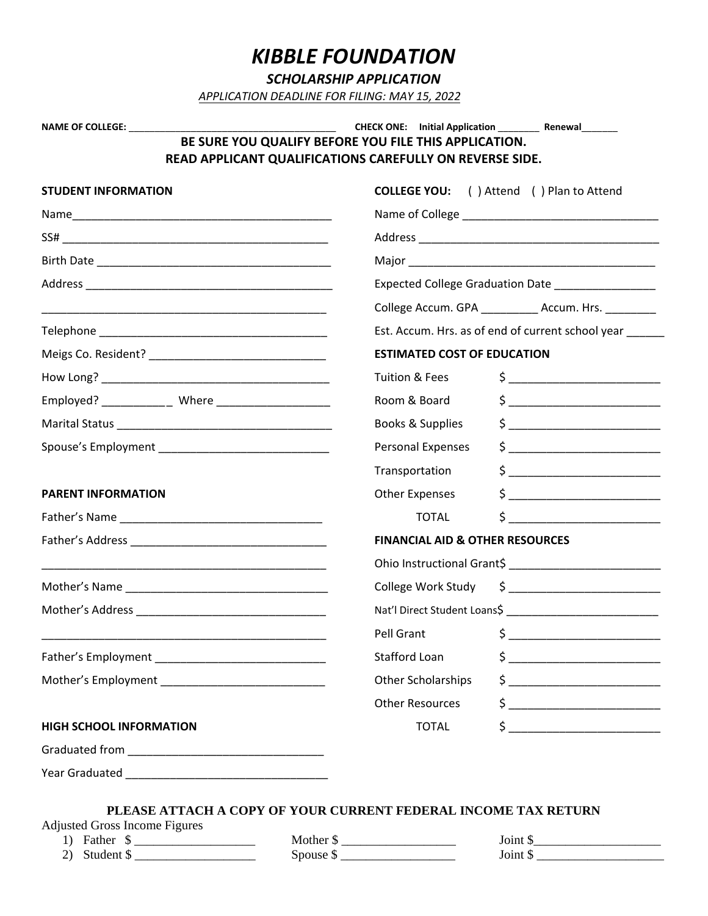# *KIBBLE FOUNDATION*

***SCHOLARSHIP APPLICATION***

*APPLICATION DEADLINE FOR FILING: MAY 15, 2022*

**NAME OF COLLEGE:** ______________________________________ **CHECK ONE: Initial Application** ________ **Renewal**_______

**BE SURE YOU QUALIFY BEFORE YOU FILE THIS APPLICATION.**
**READ APPLICANT QUALIFICATIONS CAREFULLY ON REVERSE SIDE.**

**STUDENT INFORMATION**

Name__________________________________________

SS# ___________________________________________

Birth Date ______________________________________

Address ________________________________________

______________________________________________

Telephone ______________________________________

Meigs Co. Resident? _____________________________

How Long? _____________________________________

Employed? ___________ Where __________________

Marital Status ___________________________________

Spouse's Employment ____________________________

**PARENT INFORMATION**

Father's Name _________________________________

Father's Address _______________________________

______________________________________________

Mother's Name _________________________________

Mother's Address _______________________________

______________________________________________

Father's Employment ____________________________

Mother's Employment ___________________________

**HIGH SCHOOL INFORMATION**

Graduated from ________________________________

Year Graduated ________________________________

**COLLEGE YOU:** ( ) Attend ( ) Plan to Attend

Name of College ________________________________

Address _______________________________________

Major _________________________________________

Expected College Graduation Date ________________

College Accum. GPA _________ Accum. Hrs. ________

Est. Accum. Hrs. as of end of current school year ______

**ESTIMATED COST OF EDUCATION**

| | |
|---|---|
| Tuition & Fees | $ ________________________ |
| Room & Board | $ ________________________ |
| Books & Supplies | $ ________________________ |
| Personal Expenses | $ ________________________ |
| Transportation | $ ________________________ |
| Other Expenses | $ ________________________ |
| TOTAL | $ ________________________ |

**FINANCIAL AID & OTHER RESOURCES**

| | |
|---|---|
| Ohio Instructional Grant | $ ________________________ |
| College Work Study | $ ________________________ |
| Nat'l Direct Student Loans | $ ________________________ |
| Pell Grant | $ ________________________ |
| Stafford Loan | $ ________________________ |
| Other Scholarships | $ ________________________ |
| Other Resources | $ ________________________ |
| TOTAL | $ ________________________ |

**PLEASE ATTACH A COPY OF YOUR CURRENT FEDERAL INCOME TAX RETURN**

Adjusted Gross Income Figures

1) Father $ ___________________ Mother $ __________________ Joint $____________________
2) Student $ ___________________ Spouse $ __________________ Joint $ ____________________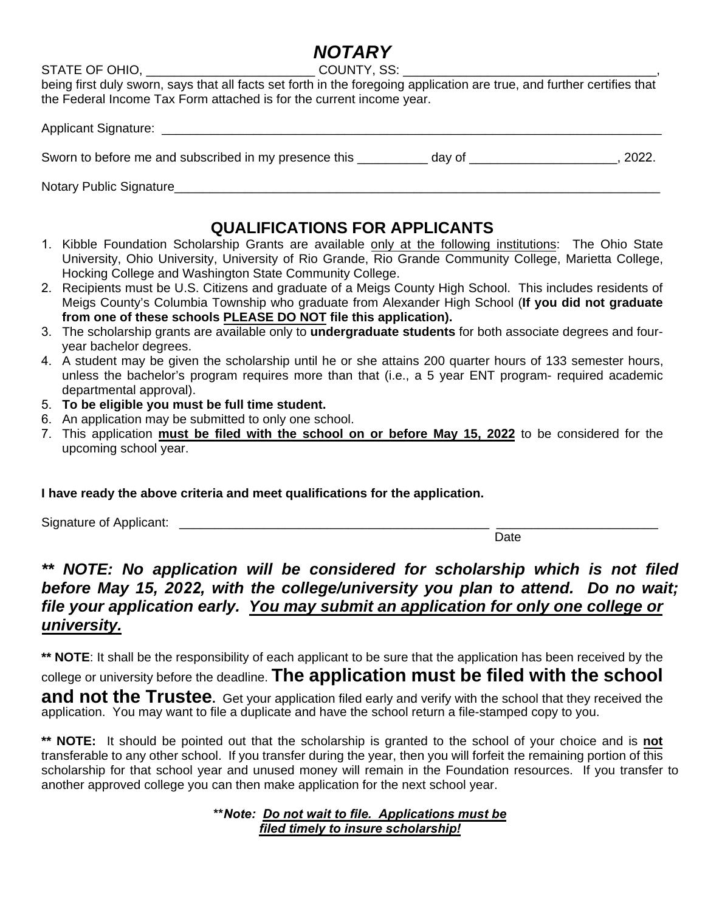# *NOTARY*

STATE OF OHIO, ________________________ COUNTY, SS: ____________________________________, being first duly sworn, says that all facts set forth in the foregoing application are true, and further certifies that the Federal Income Tax Form attached is for the current income year.

Applicant Signature: ___________________________________________________________________________

Sworn to before me and subscribed in my presence this __________ day of _____________________, 2022.

Notary Public Signature___________________________________________________________________________

## QUALIFICATIONS FOR APPLICANTS

1. Kibble Foundation Scholarship Grants are available <u>only at the following institutions</u>: The Ohio State University, Ohio University, University of Rio Grande, Rio Grande Community College, Marietta College, Hocking College and Washington State Community College.
2. Recipients must be U.S. Citizens and graduate of a Meigs County High School. This includes residents of Meigs County's Columbia Township who graduate from Alexander High School (**If you did not graduate from one of these schools <u>PLEASE DO NOT</u> file this application).**
3. The scholarship grants are available only to **undergraduate students** for both associate degrees and four-year bachelor degrees.
4. A student may be given the scholarship until he or she attains 200 quarter hours of 133 semester hours, unless the bachelor's program requires more than that (i.e., a 5 year ENT program- required academic departmental approval).
5. **To be eligible you must be full time student.**
6. An application may be submitted to only one school.
7. This application **<u>must be filed with the school on or before May 15, 2022</u>** to be considered for the upcoming school year.

**I have ready the above criteria and meet qualifications for the application.**

Signature of Applicant: _______________________________________________ _______________________
Date

***\*\* NOTE: No application will be considered for scholarship which is not filed before May 15, 2022, with the college/university you plan to attend. Do no wait; file your application early. <u>You may submit an application for only one college or university.</u>***

**\*\* NOTE**: It shall be the responsibility of each applicant to be sure that the application has been received by the college or university before the deadline. **The application must be filed with the school and not the Trustee.** Get your application filed early and verify with the school that they received the application. You may want to file a duplicate and have the school return a file-stamped copy to you.

**\*\* NOTE:** It should be pointed out that the scholarship is granted to the school of your choice and is **<u>not</u>** transferable to any other school. If you transfer during the year, then you will forfeit the remaining portion of this scholarship for that school year and unused money will remain in the Foundation resources. If you transfer to another approved college you can then make application for the next school year.

\*\****Note: <u>Do not wait to file. Applications must be filed timely to insure scholarship!</u>***